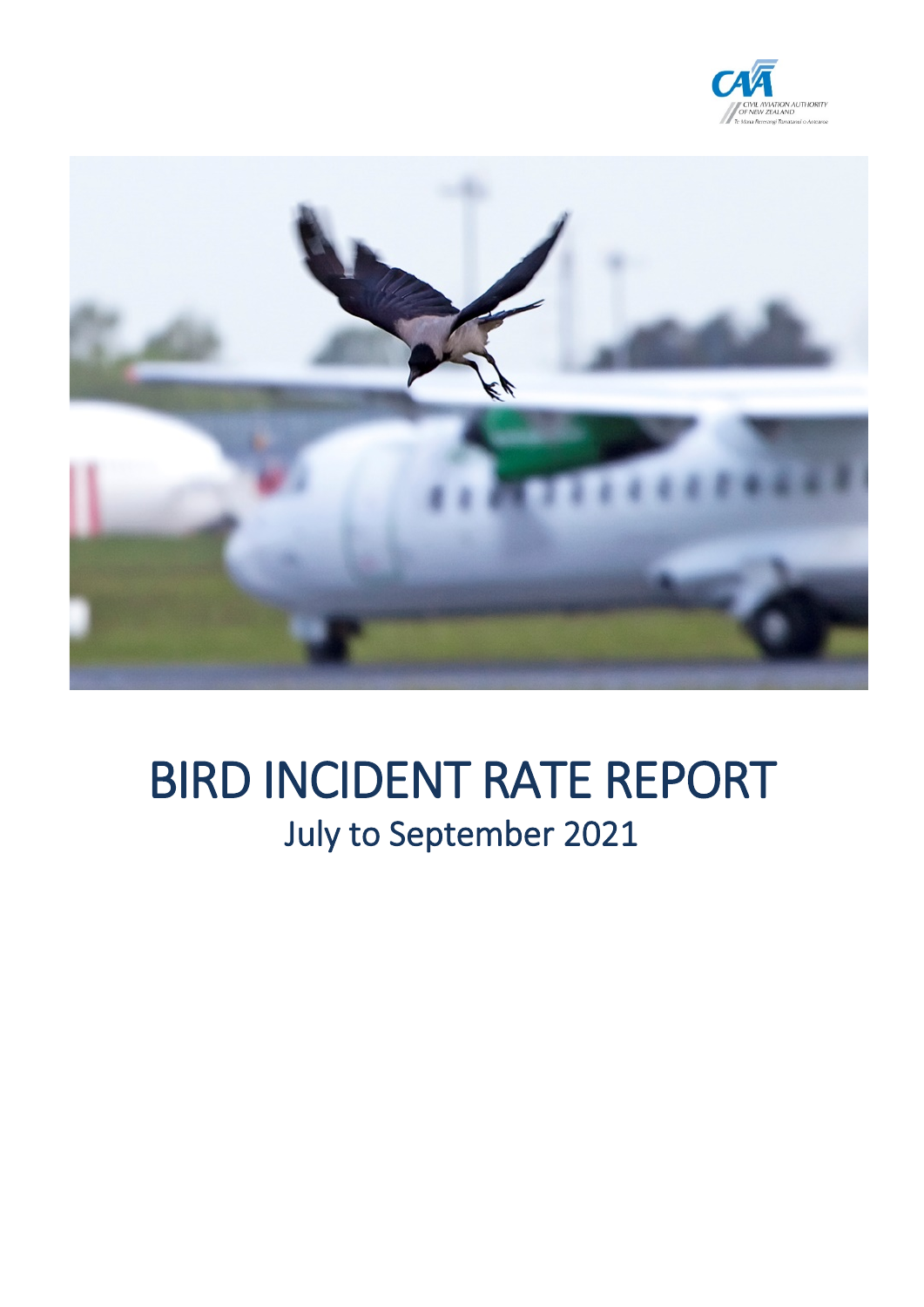# BIRD INCIDENT RATE REPORT

## July to September 2021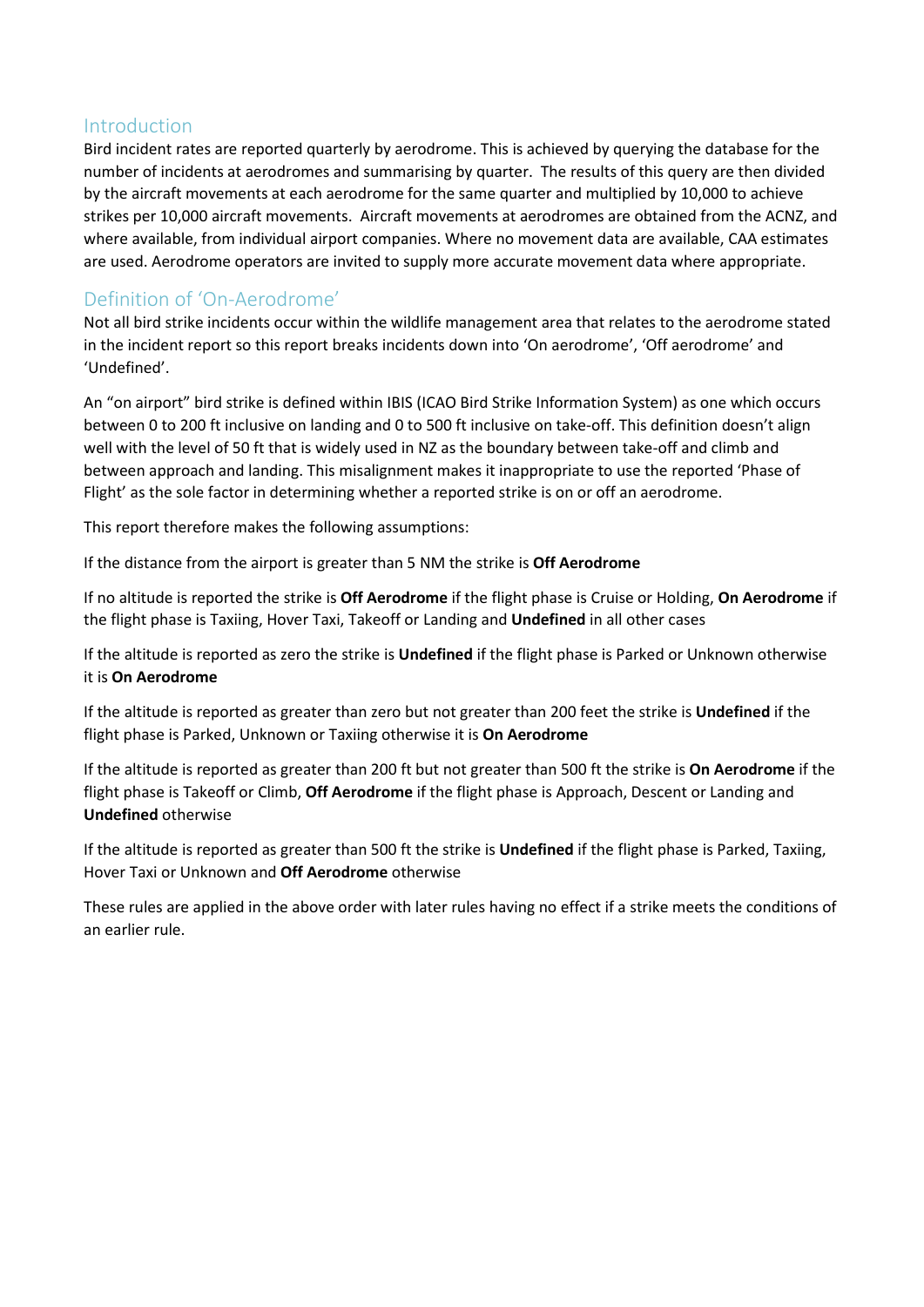## Introduction

Bird incident rates are reported quarterly by aerodrome. This is achieved by querying the database for the number of incidents at aerodromes and summarising by quarter. The results of this query are then divided by the aircraft movements at each aerodrome for the same quarter and multiplied by 10,000 to achieve strikes per 10,000 aircraft movements. Aircraft movements at aerodromes are obtained from the ACNZ, and where available, from individual airport companies. Where no movement data are available, CAA estimates are used. Aerodrome operators are invited to supply more accurate movement data where appropriate.

## Definition of 'On-Aerodrome'

Not all bird strike incidents occur within the wildlife management area that relates to the aerodrome stated in the incident report so this report breaks incidents down into 'On aerodrome', 'Off aerodrome' and 'Undefined'.

An "on airport" bird strike is defined within IBIS (ICAO Bird Strike Information System) as one which occurs between 0 to 200 ft inclusive on landing and 0 to 500 ft inclusive on take-off. This definition doesn't align well with the level of 50 ft that is widely used in NZ as the boundary between take-off and climb and between approach and landing. This misalignment makes it inappropriate to use the reported 'Phase of Flight' as the sole factor in determining whether a reported strike is on or off an aerodrome.

This report therefore makes the following assumptions:

If the distance from the airport is greater than 5 NM the strike is **Off Aerodrome**

If no altitude is reported the strike is **Off Aerodrome** if the flight phase is Cruise or Holding, **On Aerodrome** if the flight phase is Taxiing, Hover Taxi, Takeoff or Landing and **Undefined** in all other cases

If the altitude is reported as zero the strike is **Undefined** if the flight phase is Parked or Unknown otherwise it is **On Aerodrome**

If the altitude is reported as greater than zero but not greater than 200 feet the strike is **Undefined** if the flight phase is Parked, Unknown or Taxiing otherwise it is **On Aerodrome**

If the altitude is reported as greater than 200 ft but not greater than 500 ft the strike is **On Aerodrome** if the flight phase is Takeoff or Climb, **Off Aerodrome** if the flight phase is Approach, Descent or Landing and **Undefined** otherwise

If the altitude is reported as greater than 500 ft the strike is **Undefined** if the flight phase is Parked, Taxiing, Hover Taxi or Unknown and **Off Aerodrome** otherwise

These rules are applied in the above order with later rules having no effect if a strike meets the conditions of an earlier rule.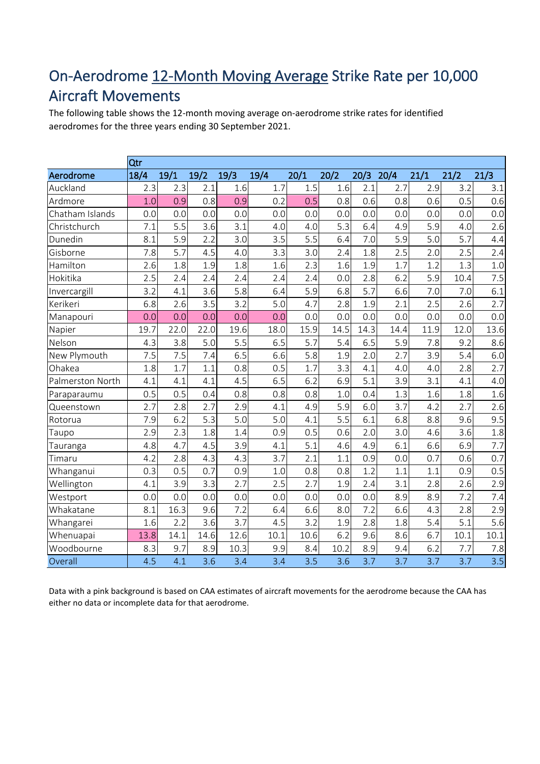# On-Aerodrome 12-Month Moving Average Strike Rate per 10,000 Aircraft Movements

The following table shows the 12-month moving average on-aerodrome strike rates for identified aerodromes for the three years ending 30 September 2021.

| | Qtr | | | | | | | | | | | |
|---|---|---|---|---|---|---|---|---|---|---|---|---|
| **Aerodrome** | **18/4** | **19/1** | **19/2** | **19/3** | **19/4** | **20/1** | **20/2** | **20/3** | **20/4** | **21/1** | **21/2** | **21/3** |
| Auckland | 2.3 | 2.3 | 2.1 | 1.6 | 1.7 | 1.5 | 1.6 | 2.1 | 2.7 | 2.9 | 3.2 | 3.1 |
| Ardmore | 1.0 | 0.9 | 0.8 | 0.9 | 0.2 | 0.5 | 0.8 | 0.6 | 0.8 | 0.6 | 0.5 | 0.6 |
| Chatham Islands | 0.0 | 0.0 | 0.0 | 0.0 | 0.0 | 0.0 | 0.0 | 0.0 | 0.0 | 0.0 | 0.0 | 0.0 |
| Christchurch | 7.1 | 5.5 | 3.6 | 3.1 | 4.0 | 4.0 | 5.3 | 6.4 | 4.9 | 5.9 | 4.0 | 2.6 |
| Dunedin | 8.1 | 5.9 | 2.2 | 3.0 | 3.5 | 5.5 | 6.4 | 7.0 | 5.9 | 5.0 | 5.7 | 4.4 |
| Gisborne | 7.8 | 5.7 | 4.5 | 4.0 | 3.3 | 3.0 | 2.4 | 1.8 | 2.5 | 2.0 | 2.5 | 2.4 |
| Hamilton | 2.6 | 1.8 | 1.9 | 1.8 | 1.6 | 2.3 | 1.6 | 1.9 | 1.7 | 1.2 | 1.3 | 1.0 |
| Hokitika | 2.5 | 2.4 | 2.4 | 2.4 | 2.4 | 2.4 | 0.0 | 2.8 | 6.2 | 5.9 | 10.4 | 7.5 |
| Invercargill | 3.2 | 4.1 | 3.6 | 5.8 | 6.4 | 5.9 | 6.8 | 5.7 | 6.6 | 7.0 | 7.0 | 6.1 |
| Kerikeri | 6.8 | 2.6 | 3.5 | 3.2 | 5.0 | 4.7 | 2.8 | 1.9 | 2.1 | 2.5 | 2.6 | 2.7 |
| Manapouri | 0.0 | 0.0 | 0.0 | 0.0 | 0.0 | 0.0 | 0.0 | 0.0 | 0.0 | 0.0 | 0.0 | 0.0 |
| Napier | 19.7 | 22.0 | 22.0 | 19.6 | 18.0 | 15.9 | 14.5 | 14.3 | 14.4 | 11.9 | 12.0 | 13.6 |
| Nelson | 4.3 | 3.8 | 5.0 | 5.5 | 6.5 | 5.7 | 5.4 | 6.5 | 5.9 | 7.8 | 9.2 | 8.6 |
| New Plymouth | 7.5 | 7.5 | 7.4 | 6.5 | 6.6 | 5.8 | 1.9 | 2.0 | 2.7 | 3.9 | 5.4 | 6.0 |
| Ohakea | 1.8 | 1.7 | 1.1 | 0.8 | 0.5 | 1.7 | 3.3 | 4.1 | 4.0 | 4.0 | 2.8 | 2.7 |
| Palmerston North | 4.1 | 4.1 | 4.1 | 4.5 | 6.5 | 6.2 | 6.9 | 5.1 | 3.9 | 3.1 | 4.1 | 4.0 |
| Paraparaumu | 0.5 | 0.5 | 0.4 | 0.8 | 0.8 | 0.8 | 1.0 | 0.4 | 1.3 | 1.6 | 1.8 | 1.6 |
| Queenstown | 2.7 | 2.8 | 2.7 | 2.9 | 4.1 | 4.9 | 5.9 | 6.0 | 3.7 | 4.2 | 2.7 | 2.6 |
| Rotorua | 7.9 | 6.2 | 5.3 | 5.0 | 5.0 | 4.1 | 5.5 | 6.1 | 6.8 | 8.8 | 9.6 | 9.5 |
| Taupo | 2.9 | 2.3 | 1.8 | 1.4 | 0.9 | 0.5 | 0.6 | 2.0 | 3.0 | 4.6 | 3.6 | 1.8 |
| Tauranga | 4.8 | 4.7 | 4.5 | 3.9 | 4.1 | 5.1 | 4.6 | 4.9 | 6.1 | 6.6 | 6.9 | 7.7 |
| Timaru | 4.2 | 2.8 | 4.3 | 4.3 | 3.7 | 2.1 | 1.1 | 0.9 | 0.0 | 0.7 | 0.6 | 0.7 |
| Whanganui | 0.3 | 0.5 | 0.7 | 0.9 | 1.0 | 0.8 | 0.8 | 1.2 | 1.1 | 1.1 | 0.9 | 0.5 |
| Wellington | 4.1 | 3.9 | 3.3 | 2.7 | 2.5 | 2.7 | 1.9 | 2.4 | 3.1 | 2.8 | 2.6 | 2.9 |
| Westport | 0.0 | 0.0 | 0.0 | 0.0 | 0.0 | 0.0 | 0.0 | 0.0 | 8.9 | 8.9 | 7.2 | 7.4 |
| Whakatane | 8.1 | 16.3 | 9.6 | 7.2 | 6.4 | 6.6 | 8.0 | 7.2 | 6.6 | 4.3 | 2.8 | 2.9 |
| Whangarei | 1.6 | 2.2 | 3.6 | 3.7 | 4.5 | 3.2 | 1.9 | 2.8 | 1.8 | 5.4 | 5.1 | 5.6 |
| Whenuapai | 13.8 | 14.1 | 14.6 | 12.6 | 10.1 | 10.6 | 6.2 | 9.6 | 8.6 | 6.7 | 10.1 | 10.1 |
| Woodbourne | 8.3 | 9.7 | 8.9 | 10.3 | 9.9 | 8.4 | 10.2 | 8.9 | 9.4 | 6.2 | 7.7 | 7.8 |
| Overall | 4.5 | 4.1 | 3.6 | 3.4 | 3.4 | 3.5 | 3.6 | 3.7 | 3.7 | 3.7 | 3.7 | 3.5 |

Data with a pink background is based on CAA estimates of aircraft movements for the aerodrome because the CAA has either no data or incomplete data for that aerodrome.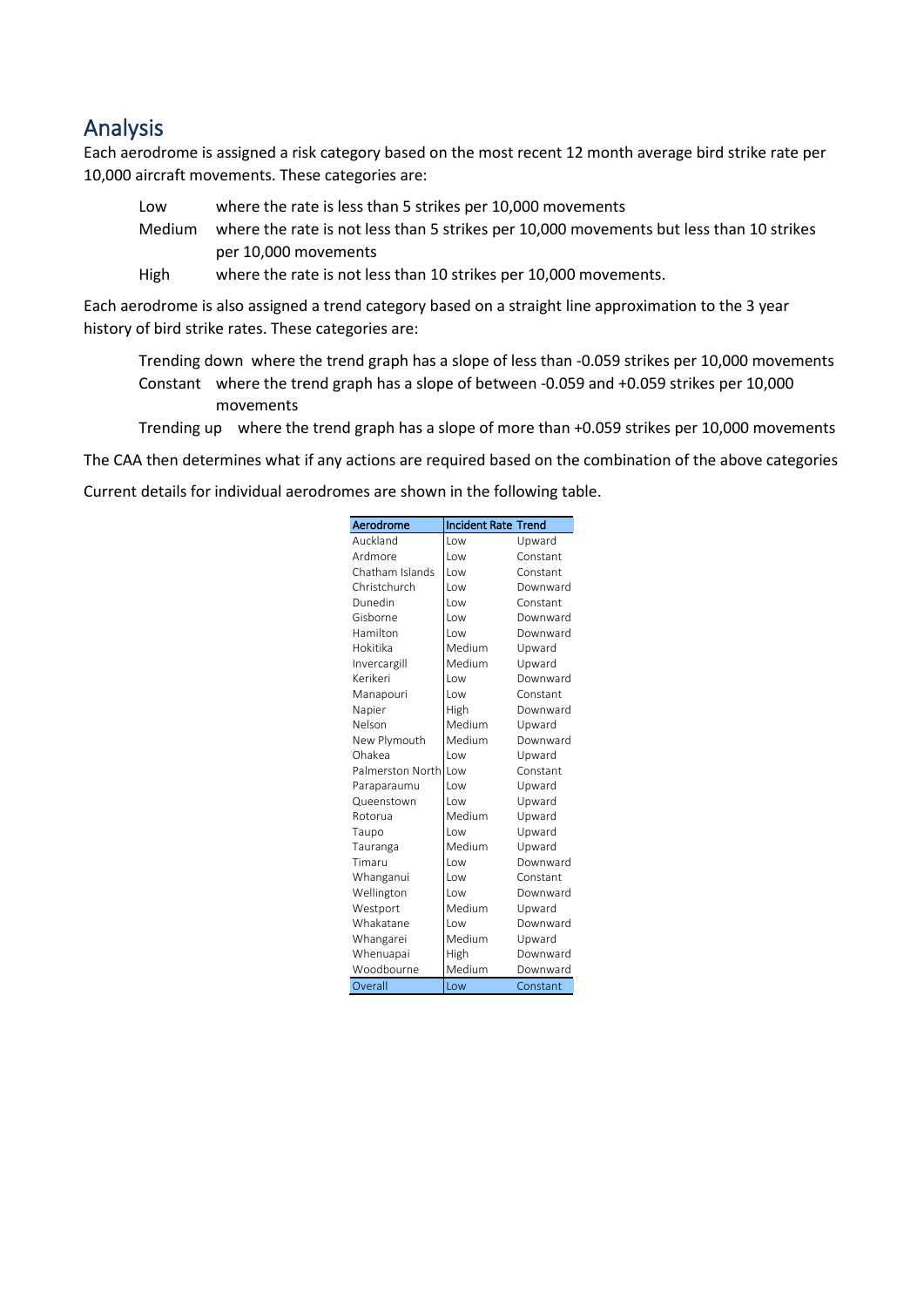## Analysis

Each aerodrome is assigned a risk category based on the most recent 12 month average bird strike rate per 10,000 aircraft movements. These categories are:

- Low — where the rate is less than 5 strikes per 10,000 movements
- Medium — where the rate is not less than 5 strikes per 10,000 movements but less than 10 strikes per 10,000 movements
- High — where the rate is not less than 10 strikes per 10,000 movements.

Each aerodrome is also assigned a trend category based on a straight line approximation to the 3 year history of bird strike rates. These categories are:

- Trending down — where the trend graph has a slope of less than -0.059 strikes per 10,000 movements
- Constant — where the trend graph has a slope of between -0.059 and +0.059 strikes per 10,000 movements
- Trending up — where the trend graph has a slope of more than +0.059 strikes per 10,000 movements

The CAA then determines what if any actions are required based on the combination of the above categories

Current details for individual aerodromes are shown in the following table.

| Aerodrome | Incident Rate | Trend |
|---|---|---|
| Auckland | Low | Upward |
| Ardmore | Low | Constant |
| Chatham Islands | Low | Constant |
| Christchurch | Low | Downward |
| Dunedin | Low | Constant |
| Gisborne | Low | Downward |
| Hamilton | Low | Downward |
| Hokitika | Medium | Upward |
| Invercargill | Medium | Upward |
| Kerikeri | Low | Downward |
| Manapouri | Low | Constant |
| Napier | High | Downward |
| Nelson | Medium | Upward |
| New Plymouth | Medium | Downward |
| Ohakea | Low | Upward |
| Palmerston North | Low | Constant |
| Paraparaumu | Low | Upward |
| Queenstown | Low | Upward |
| Rotorua | Medium | Upward |
| Taupo | Low | Upward |
| Tauranga | Medium | Upward |
| Timaru | Low | Downward |
| Whanganui | Low | Constant |
| Wellington | Low | Downward |
| Westport | Medium | Upward |
| Whakatane | Low | Downward |
| Whangarei | Medium | Upward |
| Whenuapai | High | Downward |
| Woodbourne | Medium | Downward |
| Overall | Low | Constant |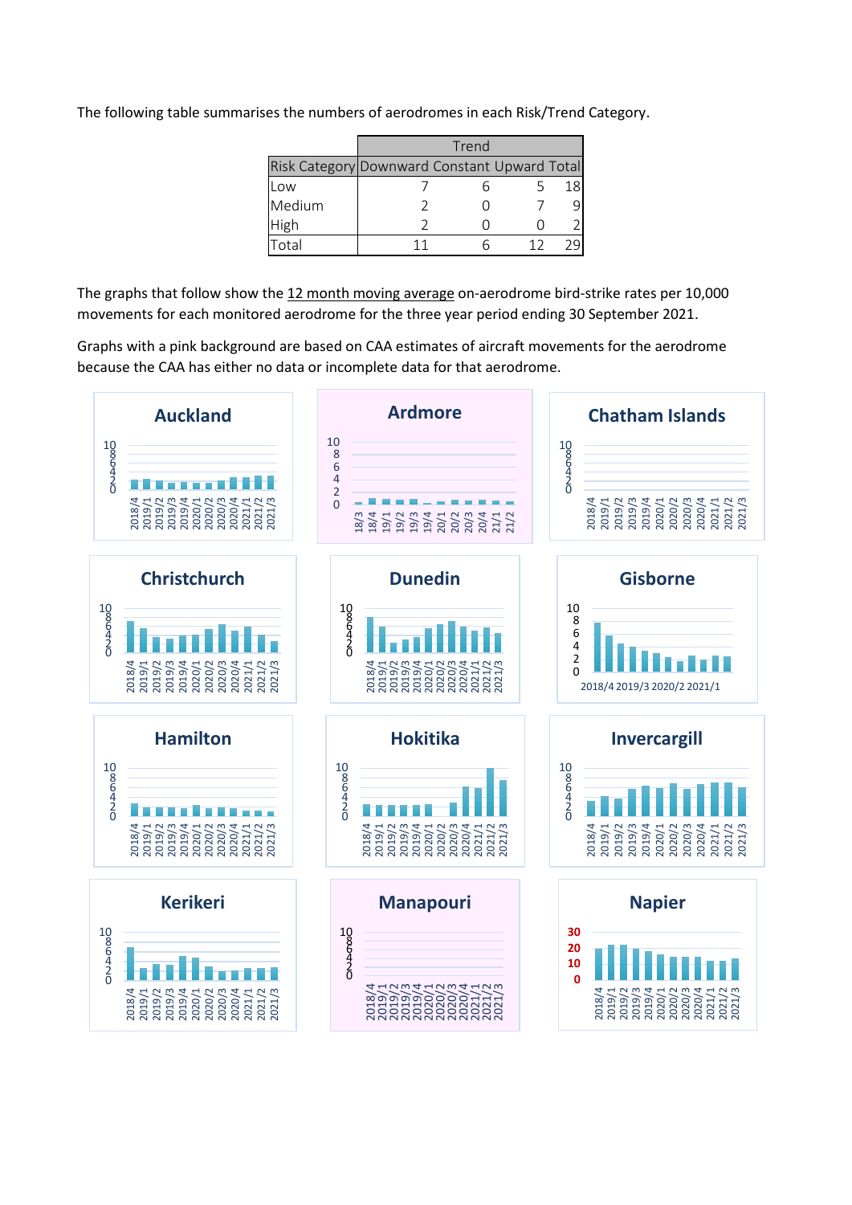The following table summarises the numbers of aerodromes in each Risk/Trend Category.

| | Trend | | | |
|---|---|---|---|---|
| Risk Category | Downward | Constant | Upward | Total |
| Low | 7 | 6 | 5 | 18 |
| Medium | 2 | 0 | 7 | 9 |
| High | 2 | 0 | 0 | 2 |
| Total | 11 | 6 | 12 | 29 |

The graphs that follow show the 12 month moving average on-aerodrome bird-strike rates per 10,000 movements for each monitored aerodrome for the three year period ending 30 September 2021.

Graphs with a pink background are based on CAA estimates of aircraft movements for the aerodrome because the CAA has either no data or incomplete data for that aerodrome.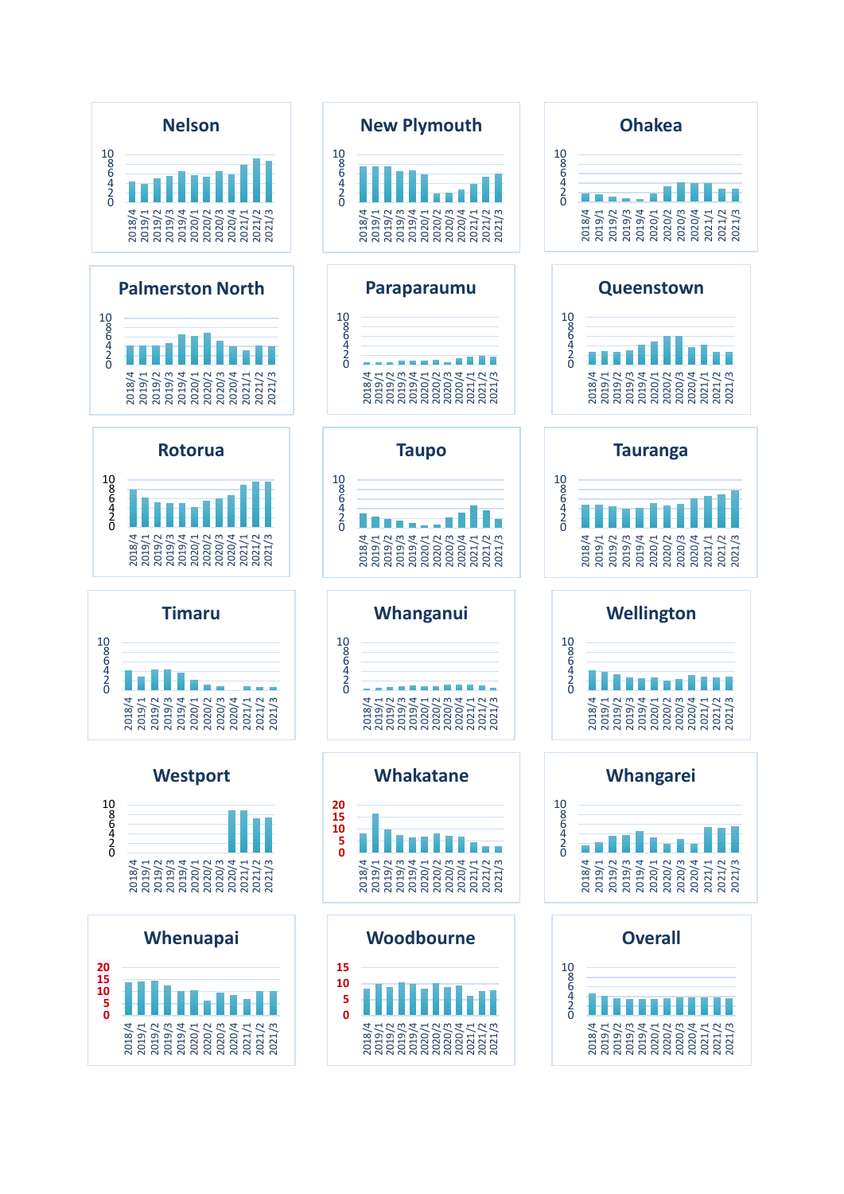## Nelson

## New Plymouth

## Ohakea

## Palmerston North

## Paraparaumu

## Queenstown

## Rotorua

## Taupo

## Tauranga

## Timaru

## Whanganui

## Wellington

## Westport

## Whakatane

## Whangarei

## Whenuapai

## Woodbourne

## Overall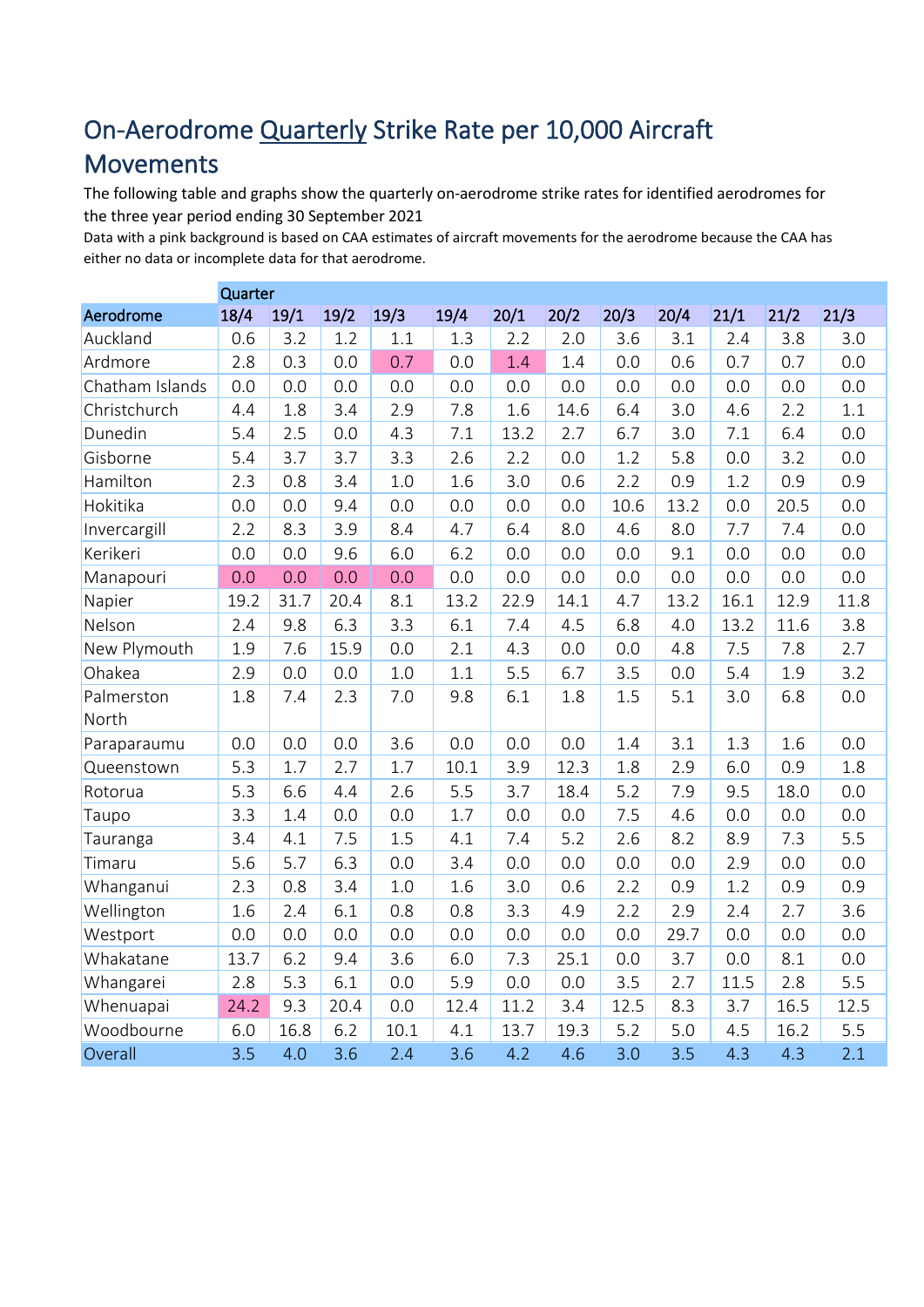# On-Aerodrome Quarterly Strike Rate per 10,000 Aircraft Movements

The following table and graphs show the quarterly on-aerodrome strike rates for identified aerodromes for the three year period ending 30 September 2021

Data with a pink background is based on CAA estimates of aircraft movements for the aerodrome because the CAA has either no data or incomplete data for that aerodrome.

| | Quarter | | | | | | | | | | | |
|---|---|---|---|---|---|---|---|---|---|---|---|---|
| **Aerodrome** | **18/4** | **19/1** | **19/2** | **19/3** | **19/4** | **20/1** | **20/2** | **20/3** | **20/4** | **21/1** | **21/2** | **21/3** |
| Auckland | 0.6 | 3.2 | 1.2 | 1.1 | 1.3 | 2.2 | 2.0 | 3.6 | 3.1 | 2.4 | 3.8 | 3.0 |
| Ardmore | 2.8 | 0.3 | 0.0 | 0.7 | 0.0 | 1.4 | 1.4 | 0.0 | 0.6 | 0.7 | 0.7 | 0.0 |
| Chatham Islands | 0.0 | 0.0 | 0.0 | 0.0 | 0.0 | 0.0 | 0.0 | 0.0 | 0.0 | 0.0 | 0.0 | 0.0 |
| Christchurch | 4.4 | 1.8 | 3.4 | 2.9 | 7.8 | 1.6 | 14.6 | 6.4 | 3.0 | 4.6 | 2.2 | 1.1 |
| Dunedin | 5.4 | 2.5 | 0.0 | 4.3 | 7.1 | 13.2 | 2.7 | 6.7 | 3.0 | 7.1 | 6.4 | 0.0 |
| Gisborne | 5.4 | 3.7 | 3.7 | 3.3 | 2.6 | 2.2 | 0.0 | 1.2 | 5.8 | 0.0 | 3.2 | 0.0 |
| Hamilton | 2.3 | 0.8 | 3.4 | 1.0 | 1.6 | 3.0 | 0.6 | 2.2 | 0.9 | 1.2 | 0.9 | 0.9 |
| Hokitika | 0.0 | 0.0 | 9.4 | 0.0 | 0.0 | 0.0 | 0.0 | 10.6 | 13.2 | 0.0 | 20.5 | 0.0 |
| Invercargill | 2.2 | 8.3 | 3.9 | 8.4 | 4.7 | 6.4 | 8.0 | 4.6 | 8.0 | 7.7 | 7.4 | 0.0 |
| Kerikeri | 0.0 | 0.0 | 9.6 | 6.0 | 6.2 | 0.0 | 0.0 | 0.0 | 9.1 | 0.0 | 0.0 | 0.0 |
| Manapouri | 0.0 | 0.0 | 0.0 | 0.0 | 0.0 | 0.0 | 0.0 | 0.0 | 0.0 | 0.0 | 0.0 | 0.0 |
| Napier | 19.2 | 31.7 | 20.4 | 8.1 | 13.2 | 22.9 | 14.1 | 4.7 | 13.2 | 16.1 | 12.9 | 11.8 |
| Nelson | 2.4 | 9.8 | 6.3 | 3.3 | 6.1 | 7.4 | 4.5 | 6.8 | 4.0 | 13.2 | 11.6 | 3.8 |
| New Plymouth | 1.9 | 7.6 | 15.9 | 0.0 | 2.1 | 4.3 | 0.0 | 0.0 | 4.8 | 7.5 | 7.8 | 2.7 |
| Ohakea | 2.9 | 0.0 | 0.0 | 1.0 | 1.1 | 5.5 | 6.7 | 3.5 | 0.0 | 5.4 | 1.9 | 3.2 |
| Palmerston North | 1.8 | 7.4 | 2.3 | 7.0 | 9.8 | 6.1 | 1.8 | 1.5 | 5.1 | 3.0 | 6.8 | 0.0 |
| Paraparaumu | 0.0 | 0.0 | 0.0 | 3.6 | 0.0 | 0.0 | 0.0 | 1.4 | 3.1 | 1.3 | 1.6 | 0.0 |
| Queenstown | 5.3 | 1.7 | 2.7 | 1.7 | 10.1 | 3.9 | 12.3 | 1.8 | 2.9 | 6.0 | 0.9 | 1.8 |
| Rotorua | 5.3 | 6.6 | 4.4 | 2.6 | 5.5 | 3.7 | 18.4 | 5.2 | 7.9 | 9.5 | 18.0 | 0.0 |
| Taupo | 3.3 | 1.4 | 0.0 | 0.0 | 1.7 | 0.0 | 0.0 | 7.5 | 4.6 | 0.0 | 0.0 | 0.0 |
| Tauranga | 3.4 | 4.1 | 7.5 | 1.5 | 4.1 | 7.4 | 5.2 | 2.6 | 8.2 | 8.9 | 7.3 | 5.5 |
| Timaru | 5.6 | 5.7 | 6.3 | 0.0 | 3.4 | 0.0 | 0.0 | 0.0 | 0.0 | 2.9 | 0.0 | 0.0 |
| Whanganui | 2.3 | 0.8 | 3.4 | 1.0 | 1.6 | 3.0 | 0.6 | 2.2 | 0.9 | 1.2 | 0.9 | 0.9 |
| Wellington | 1.6 | 2.4 | 6.1 | 0.8 | 0.8 | 3.3 | 4.9 | 2.2 | 2.9 | 2.4 | 2.7 | 3.6 |
| Westport | 0.0 | 0.0 | 0.0 | 0.0 | 0.0 | 0.0 | 0.0 | 0.0 | 29.7 | 0.0 | 0.0 | 0.0 |
| Whakatane | 13.7 | 6.2 | 9.4 | 3.6 | 6.0 | 7.3 | 25.1 | 0.0 | 3.7 | 0.0 | 8.1 | 0.0 |
| Whangarei | 2.8 | 5.3 | 6.1 | 0.0 | 5.9 | 0.0 | 0.0 | 3.5 | 2.7 | 11.5 | 2.8 | 5.5 |
| Whenuapai | 24.2 | 9.3 | 20.4 | 0.0 | 12.4 | 11.2 | 3.4 | 12.5 | 8.3 | 3.7 | 16.5 | 12.5 |
| Woodbourne | 6.0 | 16.8 | 6.2 | 10.1 | 4.1 | 13.7 | 19.3 | 5.2 | 5.0 | 4.5 | 16.2 | 5.5 |
| Overall | 3.5 | 4.0 | 3.6 | 2.4 | 3.6 | 4.2 | 4.6 | 3.0 | 3.5 | 4.3 | 4.3 | 2.1 |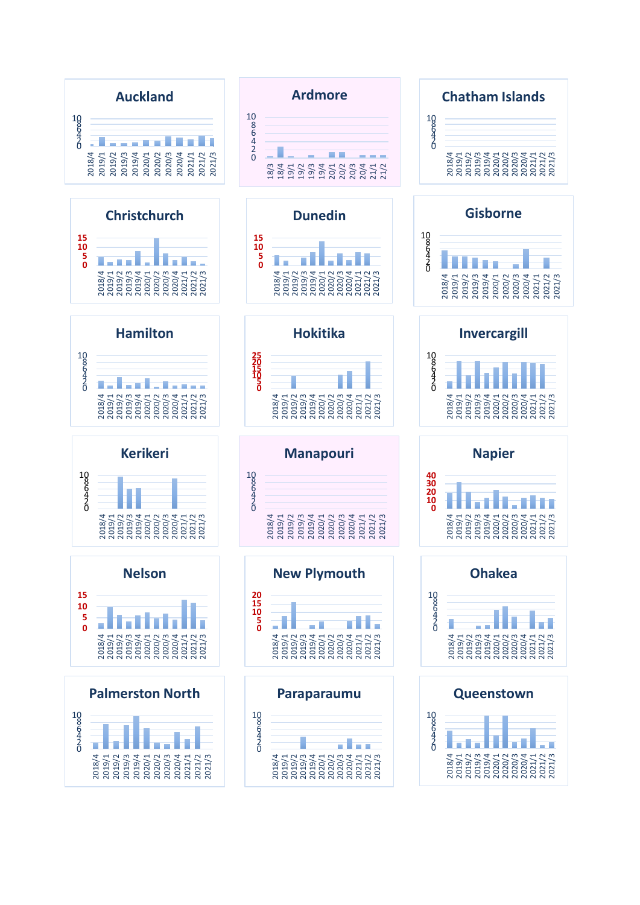## Auckland

## Ardmore

## Chatham Islands

## Christchurch

## Dunedin

## Gisborne

## Hamilton

## Hokitika

## Invercargill

## Kerikeri

## Manapouri

## Napier

## Nelson

## New Plymouth

## Ohakea

## Palmerston North

## Paraparaumu

## Queenstown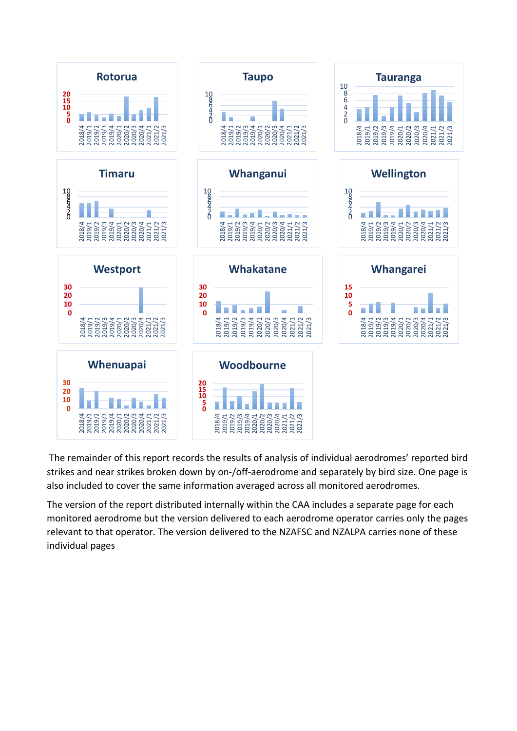The remainder of this report records the results of analysis of individual aerodromes' reported bird strikes and near strikes broken down by on-/off-aerodrome and separately by bird size. One page is also included to cover the same information averaged across all monitored aerodromes.

The version of the report distributed internally within the CAA includes a separate page for each monitored aerodrome but the version delivered to each aerodrome operator carries only the pages relevant to that operator. The version delivered to the NZAFSC and NZALPA carries none of these individual pages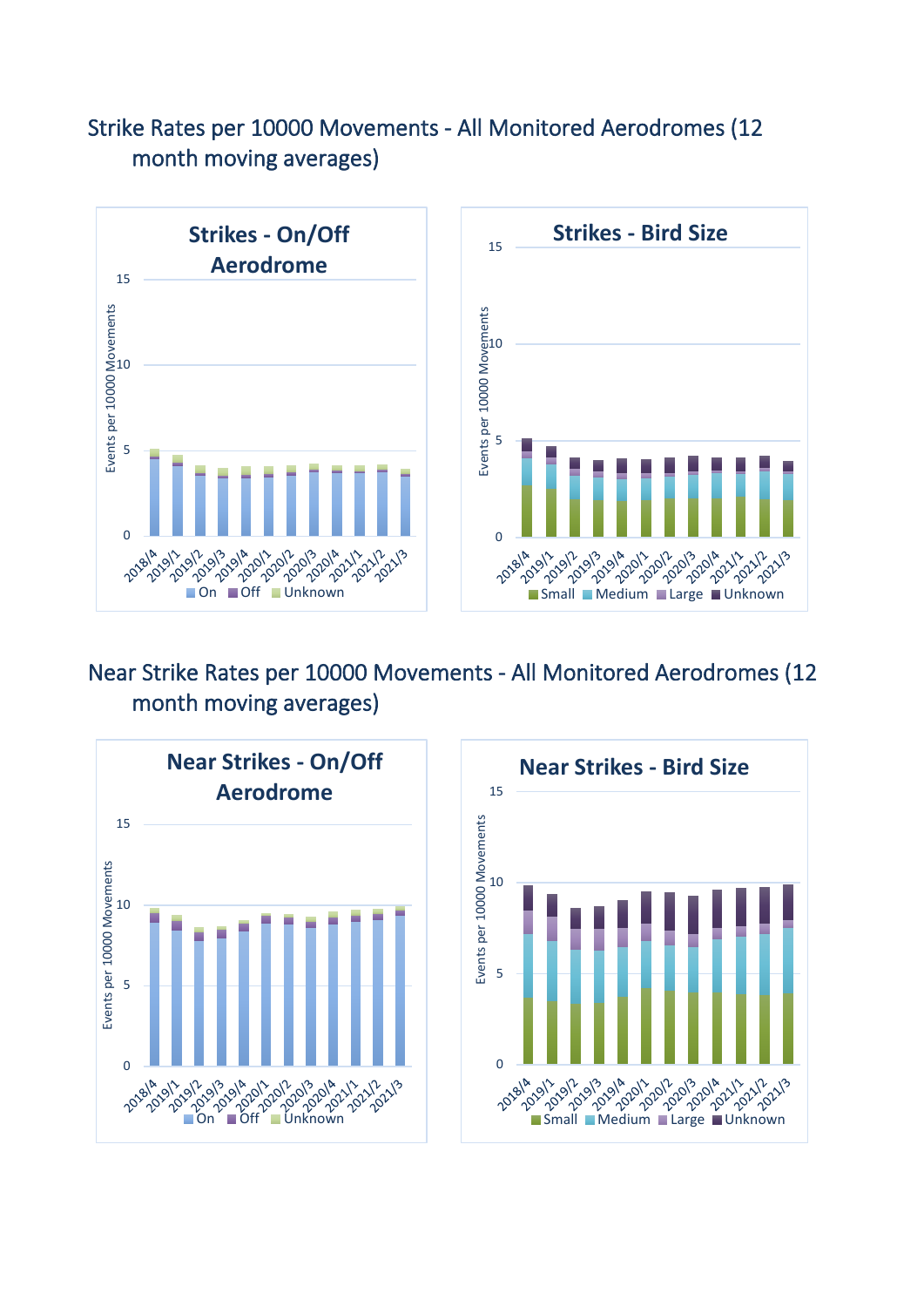## Strike Rates per 10000 Movements - All Monitored Aerodromes (12 month moving averages)

**Strikes - On/Off Aerodrome**

15
10
5
0

Events per 10000 Movements

2018/4 2019/1 2019/2 2019/3 2019/4 2020/1 2020/2 2020/3 2020/4 2021/1 2021/2 2021/3

On Off Unknown

**Strikes - Bird Size**

15
10
5
0

Events per 10000 Movements

2018/4 2019/1 2019/2 2019/3 2019/4 2020/1 2020/2 2020/3 2020/4 2021/1 2021/2 2021/3

Small Medium Large Unknown

## Near Strike Rates per 10000 Movements - All Monitored Aerodromes (12 month moving averages)

**Near Strikes - On/Off Aerodrome**

15
10
5
0

Events per 10000 Movements

2018/4 2019/1 2019/2 2019/3 2019/4 2020/1 2020/2 2020/3 2020/4 2021/1 2021/2 2021/3

On Off Unknown

**Near Strikes - Bird Size**

15
10
5
0

Events per 10000 Movements

2018/4 2019/1 2019/2 2019/3 2019/4 2020/1 2020/2 2020/3 2020/4 2021/1 2021/2 2021/3

Small Medium Large Unknown